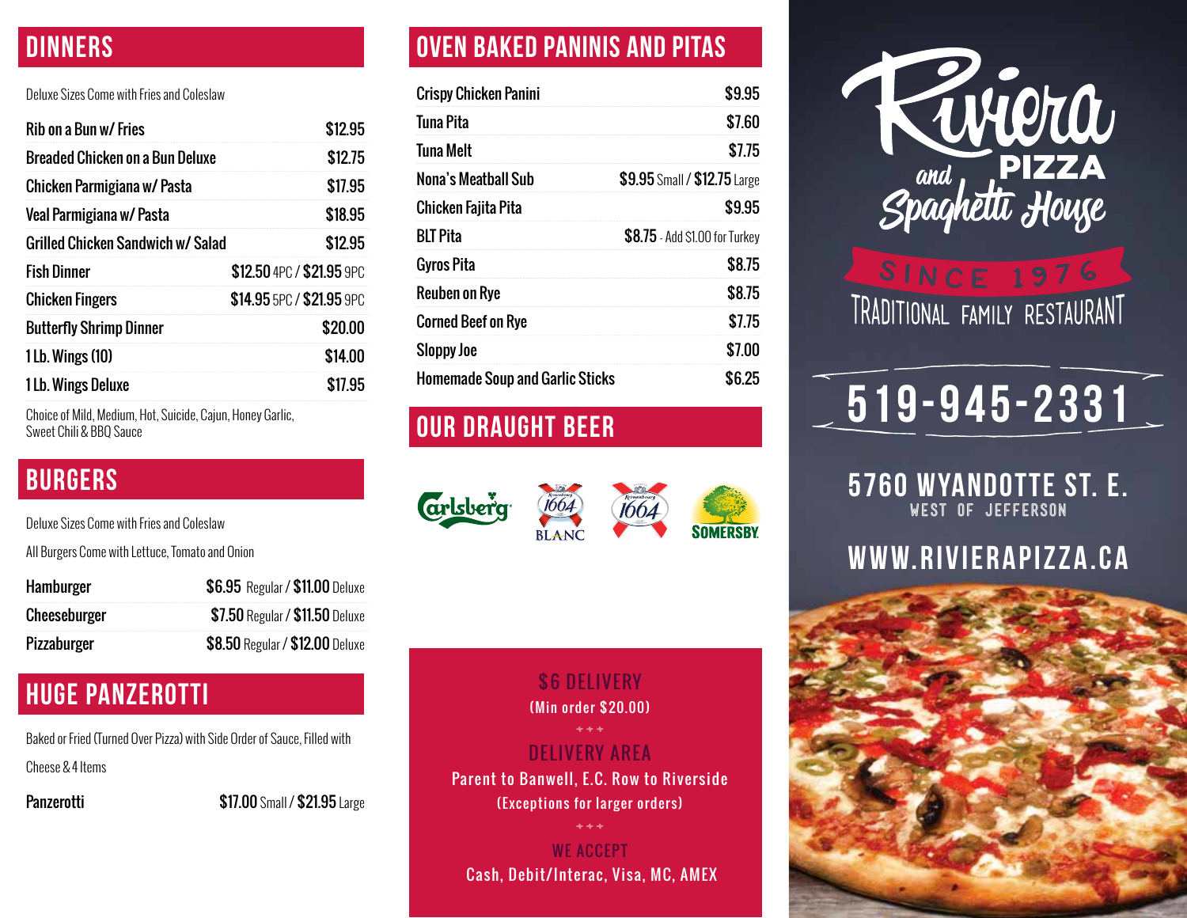## DINNERS

Deluxe Sizes Come with Fries and Coleslaw

| Item | Price |
|---|---|
| Rib on a Bun w/ Fries | $12.95 |
| Breaded Chicken on a Bun Deluxe | $12.75 |
| Chicken Parmigiana w/ Pasta | $17.95 |
| Veal Parmigiana w/ Pasta | $18.95 |
| Grilled Chicken Sandwich w/ Salad | $12.95 |
| Fish Dinner | $12.50 4PC / $21.95 9PC |
| Chicken Fingers | $14.95 5PC / $21.95 9PC |
| Butterfly Shrimp Dinner | $20.00 |
| 1 Lb. Wings (10) | $14.00 |
| 1 Lb. Wings Deluxe | $17.95 |

Choice of Mild, Medium, Hot, Suicide, Cajun, Honey Garlic, Sweet Chili & BBQ Sauce

## BURGERS

Deluxe Sizes Come with Fries and Coleslaw

All Burgers Come with Lettuce, Tomato and Onion

| Item | Price |
|---|---|
| Hamburger | $6.95 Regular / $11.00 Deluxe |
| Cheeseburger | $7.50 Regular / $11.50 Deluxe |
| Pizzaburger | $8.50 Regular / $12.00 Deluxe |

## HUGE PANZEROTTI

Baked or Fried (Turned Over Pizza) with Side Order of Sauce, Filled with Cheese & 4 Items

| Item | Price |
|---|---|
| Panzerotti | $17.00 Small / $21.95 Large |

## OVEN BAKED PANINIS AND PITAS

| Item | Price |
|---|---|
| Crispy Chicken Panini | $9.95 |
| Tuna Pita | $7.60 |
| Tuna Melt | $7.75 |
| Nona's Meatball Sub | $9.95 Small / $12.75 Large |
| Chicken Fajita Pita | $9.95 |
| BLT Pita | $8.75 - Add $1.00 for Turkey |
| Gyros Pita | $8.75 |
| Reuben on Rye | $8.75 |
| Corned Beef on Rye | $7.75 |
| Sloppy Joe | $7.00 |
| Homemade Soup and Garlic Sticks | $6.25 |

## OUR DRAUGHT BEER

Carlsberg · 1664 Blanc · 1664 · Somersby

**$6 DELIVERY**
(Min order $20.00)

**DELIVERY AREA**
Parent to Banwell, E.C. Row to Riverside
(Exceptions for larger orders)

**WE ACCEPT**
Cash, Debit/Interac, Visa, MC, AMEX

# Riviera and Spaghetti House PIZZA

SINCE 1976

TRADITIONAL FAMILY RESTAURANT

**519-945-2331**

**5760 WYANDOTTE ST. E.**
WEST OF JEFFERSON

**WWW.RIVIERAPIZZA.CA**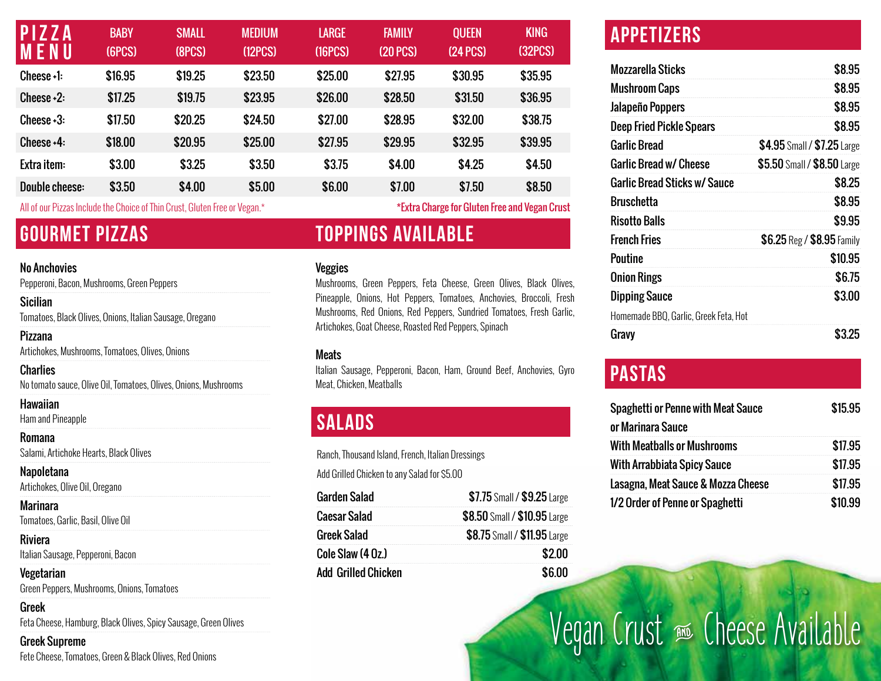## PIZZA MENU

| PIZZA MENU | BABY (6PCS) | SMALL (8PCS) | MEDIUM (12PCS) | LARGE (16PCS) | FAMILY (20 PCS) | QUEEN (24 PCS) | KING (32PCS) |
|---|---|---|---|---|---|---|---|
| Cheese +1: | $16.95 | $19.25 | $23.50 | $25.00 | $27.95 | $30.95 | $35.95 |
| Cheese +2: | $17.25 | $19.75 | $23.95 | $26.00 | $28.50 | $31.50 | $36.95 |
| Cheese +3: | $17.50 | $20.25 | $24.50 | $27.00 | $28.95 | $32.00 | $38.75 |
| Cheese +4: | $18.00 | $20.95 | $25.00 | $27.95 | $29.95 | $32.95 | $39.95 |
| Extra item: | $3.00 | $3.25 | $3.50 | $3.75 | $4.00 | $4.25 | $4.50 |
| Double cheese: | $3.50 | $4.00 | $5.00 | $6.00 | $7.00 | $7.50 | $8.50 |

All of our Pizzas Include the Choice of Thin Crust, Gluten Free or Vegan.*

*Extra Charge for Gluten Free and Vegan Crust

## GOURMET PIZZAS

**No Anchovies**
Pepperoni, Bacon, Mushrooms, Green Peppers

**Sicilian**
Tomatoes, Black Olives, Onions, Italian Sausage, Oregano

**Pizzana**
Artichokes, Mushrooms, Tomatoes, Olives, Onions

**Charlies**
No tomato sauce, Olive Oil, Tomatoes, Olives, Onions, Mushrooms

**Hawaiian**
Ham and Pineapple

**Romana**
Salami, Artichoke Hearts, Black Olives

**Napoletana**
Artichokes, Olive Oil, Oregano

**Marinara**
Tomatoes, Garlic, Basil, Olive Oil

**Riviera**
Italian Sausage, Pepperoni, Bacon

**Vegetarian**
Green Peppers, Mushrooms, Onions, Tomatoes

**Greek**
Feta Cheese, Hamburg, Black Olives, Spicy Sausage, Green Olives

**Greek Supreme**
Fete Cheese, Tomatoes, Green & Black Olives, Red Onions

## TOPPINGS AVAILABLE

**Veggies**
Mushrooms, Green Peppers, Feta Cheese, Green Olives, Black Olives, Pineapple, Onions, Hot Peppers, Tomatoes, Anchovies, Broccoli, Fresh Mushrooms, Red Onions, Red Peppers, Sundried Tomatoes, Fresh Garlic, Artichokes, Goat Cheese, Roasted Red Peppers, Spinach

**Meats**
Italian Sausage, Pepperoni, Bacon, Ham, Ground Beef, Anchovies, Gyro Meat, Chicken, Meatballs

## SALADS

Ranch, Thousand Island, French, Italian Dressings

Add Grilled Chicken to any Salad for $5.00

| | |
|---|---|
| Garden Salad | $7.75 Small / $9.25 Large |
| Caesar Salad | $8.50 Small / $10.95 Large |
| Greek Salad | $8.75 Small / $11.95 Large |
| Cole Slaw (4 Oz.) | $2.00 |
| Add Grilled Chicken | $6.00 |

## APPETIZERS

| | |
|---|---|
| Mozzarella Sticks | $8.95 |
| Mushroom Caps | $8.95 |
| Jalapeño Poppers | $8.95 |
| Deep Fried Pickle Spears | $8.95 |
| Garlic Bread | $4.95 Small / $7.25 Large |
| Garlic Bread w/ Cheese | $5.50 Small / $8.50 Large |
| Garlic Bread Sticks w/ Sauce | $8.25 |
| Bruschetta | $8.95 |
| Risotto Balls | $9.95 |
| French Fries | $6.25 Reg / $8.95 Family |
| Poutine | $10.95 |
| Onion Rings | $6.75 |
| Dipping Sauce<br>Homemade BBQ, Garlic, Greek Feta, Hot | $3.00 |
| Gravy | $3.25 |

## PASTAS

| | |
|---|---|
| Spaghetti or Penne with Meat Sauce or Marinara Sauce | $15.95 |
| With Meatballs or Mushrooms | $17.95 |
| With Arrabbiata Spicy Sauce | $17.95 |
| Lasagna, Meat Sauce & Mozza Cheese | $17.95 |
| 1/2 Order of Penne or Spaghetti | $10.99 |

Vegan Crust AND Cheese Available